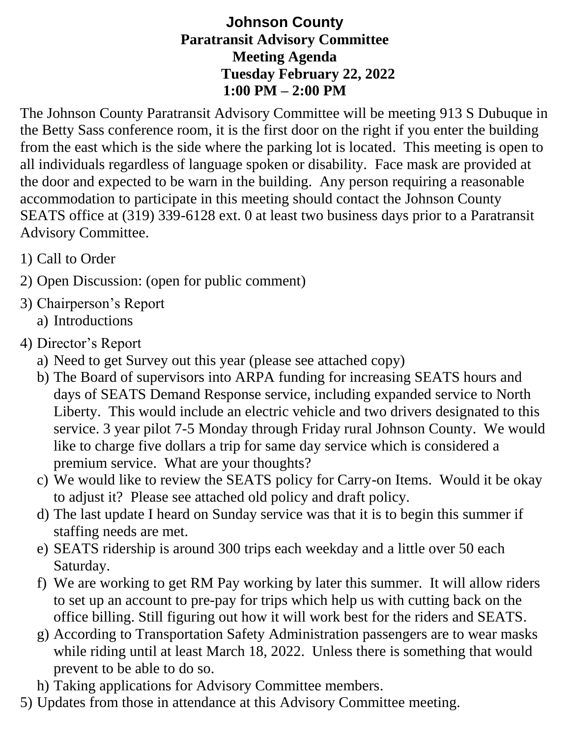# Johnson County

## Paratransit Advisory Committee

## Meeting Agenda

**Tuesday February 22, 2022**

**1:00 PM – 2:00 PM**

The Johnson County Paratransit Advisory Committee will be meeting 913 S Dubuque in the Betty Sass conference room, it is the first door on the right if you enter the building from the east which is the side where the parking lot is located. This meeting is open to all individuals regardless of language spoken or disability. Face mask are provided at the door and expected to be warn in the building. Any person requiring a reasonable accommodation to participate in this meeting should contact the Johnson County SEATS office at (319) 339-6128 ext. 0 at least two business days prior to a Paratransit Advisory Committee.

1) Call to Order
2) Open Discussion: (open for public comment)
3) Chairperson's Report
   a) Introductions
4) Director's Report
   a) Need to get Survey out this year (please see attached copy)
   b) The Board of supervisors into ARPA funding for increasing SEATS hours and days of SEATS Demand Response service, including expanded service to North Liberty. This would include an electric vehicle and two drivers designated to this service. 3 year pilot 7-5 Monday through Friday rural Johnson County. We would like to charge five dollars a trip for same day service which is considered a premium service. What are your thoughts?
   c) We would like to review the SEATS policy for Carry-on Items. Would it be okay to adjust it? Please see attached old policy and draft policy.
   d) The last update I heard on Sunday service was that it is to begin this summer if staffing needs are met.
   e) SEATS ridership is around 300 trips each weekday and a little over 50 each Saturday.
   f) We are working to get RM Pay working by later this summer. It will allow riders to set up an account to pre-pay for trips which help us with cutting back on the office billing. Still figuring out how it will work best for the riders and SEATS.
   g) According to Transportation Safety Administration passengers are to wear masks while riding until at least March 18, 2022. Unless there is something that would prevent to be able to do so.
   h) Taking applications for Advisory Committee members.
5) Updates from those in attendance at this Advisory Committee meeting.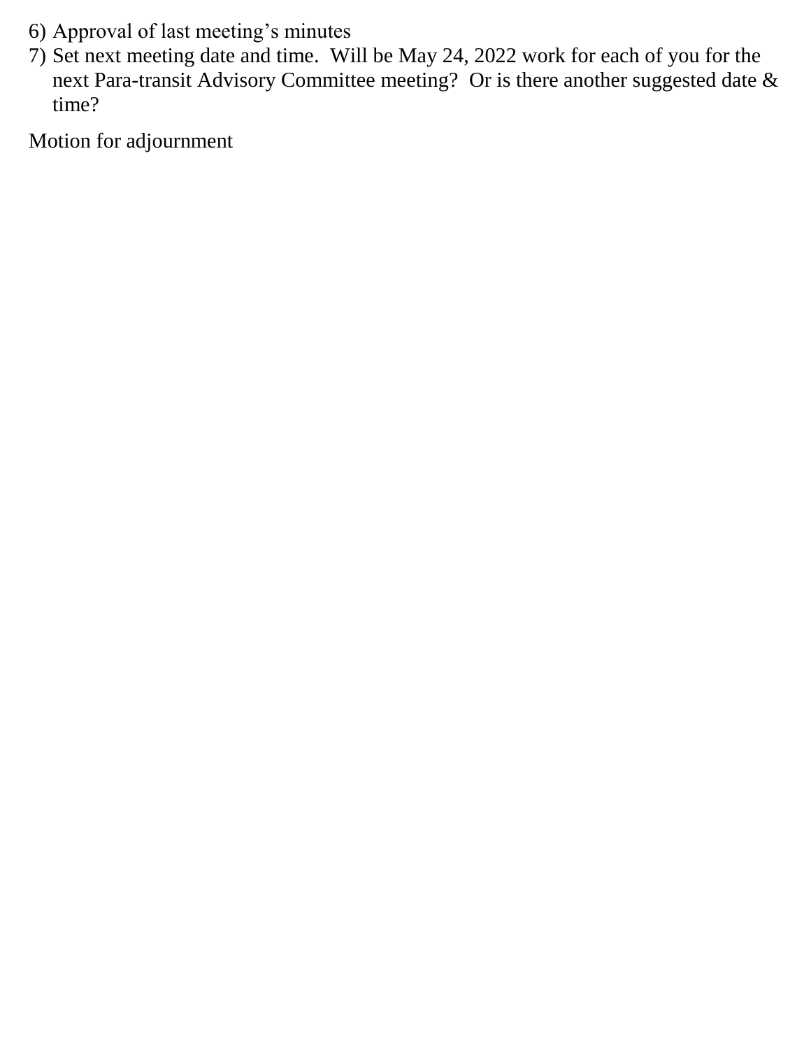6) Approval of last meeting’s minutes
7) Set next meeting date and time. Will be May 24, 2022 work for each of you for the next Para-transit Advisory Committee meeting? Or is there another suggested date & time?

Motion for adjournment